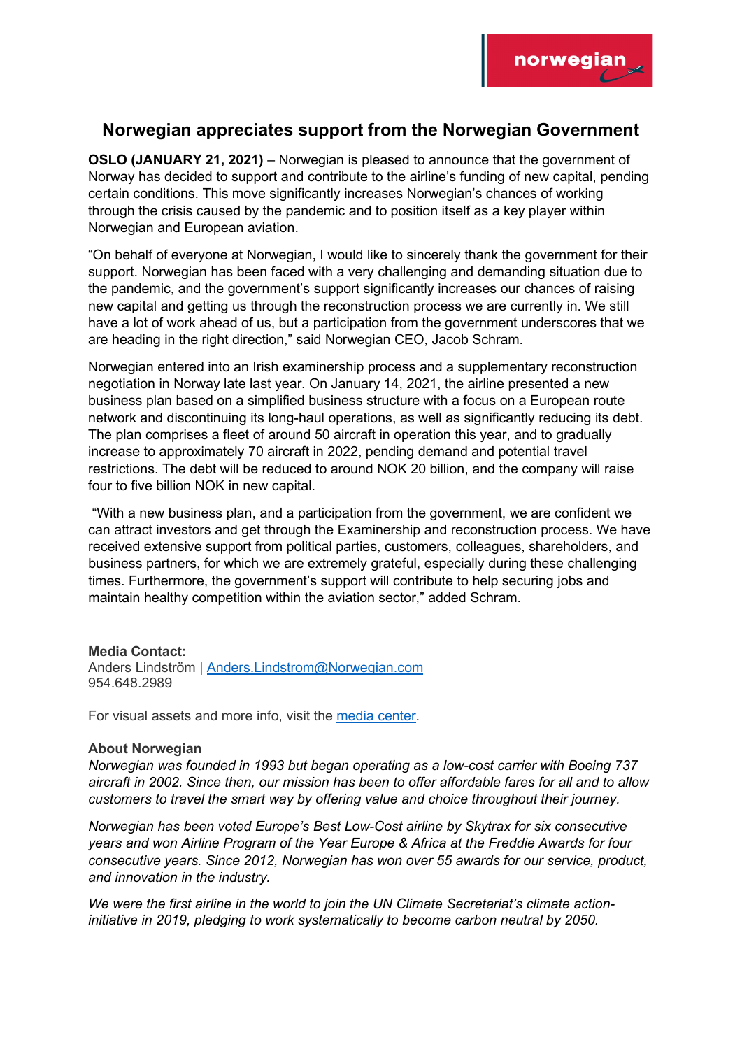# Norwegian appreciates support from the Norwegian Government

**OSLO (JANUARY 21, 2021)** – Norwegian is pleased to announce that the government of Norway has decided to support and contribute to the airline's funding of new capital, pending certain conditions. This move significantly increases Norwegian's chances of working through the crisis caused by the pandemic and to position itself as a key player within Norwegian and European aviation.

"On behalf of everyone at Norwegian, I would like to sincerely thank the government for their support. Norwegian has been faced with a very challenging and demanding situation due to the pandemic, and the government's support significantly increases our chances of raising new capital and getting us through the reconstruction process we are currently in. We still have a lot of work ahead of us, but a participation from the government underscores that we are heading in the right direction," said Norwegian CEO, Jacob Schram.

Norwegian entered into an Irish examinership process and a supplementary reconstruction negotiation in Norway late last year. On January 14, 2021, the airline presented a new business plan based on a simplified business structure with a focus on a European route network and discontinuing its long-haul operations, as well as significantly reducing its debt. The plan comprises a fleet of around 50 aircraft in operation this year, and to gradually increase to approximately 70 aircraft in 2022, pending demand and potential travel restrictions. The debt will be reduced to around NOK 20 billion, and the company will raise four to five billion NOK in new capital.

"With a new business plan, and a participation from the government, we are confident we can attract investors and get through the Examinership and reconstruction process. We have received extensive support from political parties, customers, colleagues, shareholders, and business partners, for which we are extremely grateful, especially during these challenging times. Furthermore, the government's support will contribute to help securing jobs and maintain healthy competition within the aviation sector," added Schram.

**Media Contact:**
Anders Lindström | Anders.Lindstrom@Norwegian.com
954.648.2989

For visual assets and more info, visit the media center.

**About Norwegian**

*Norwegian was founded in 1993 but began operating as a low-cost carrier with Boeing 737 aircraft in 2002. Since then, our mission has been to offer affordable fares for all and to allow customers to travel the smart way by offering value and choice throughout their journey.*

*Norwegian has been voted Europe's Best Low-Cost airline by Skytrax for six consecutive years and won Airline Program of the Year Europe & Africa at the Freddie Awards for four consecutive years. Since 2012, Norwegian has won over 55 awards for our service, product, and innovation in the industry.*

*We were the first airline in the world to join the UN Climate Secretariat's climate action-initiative in 2019, pledging to work systematically to become carbon neutral by 2050.*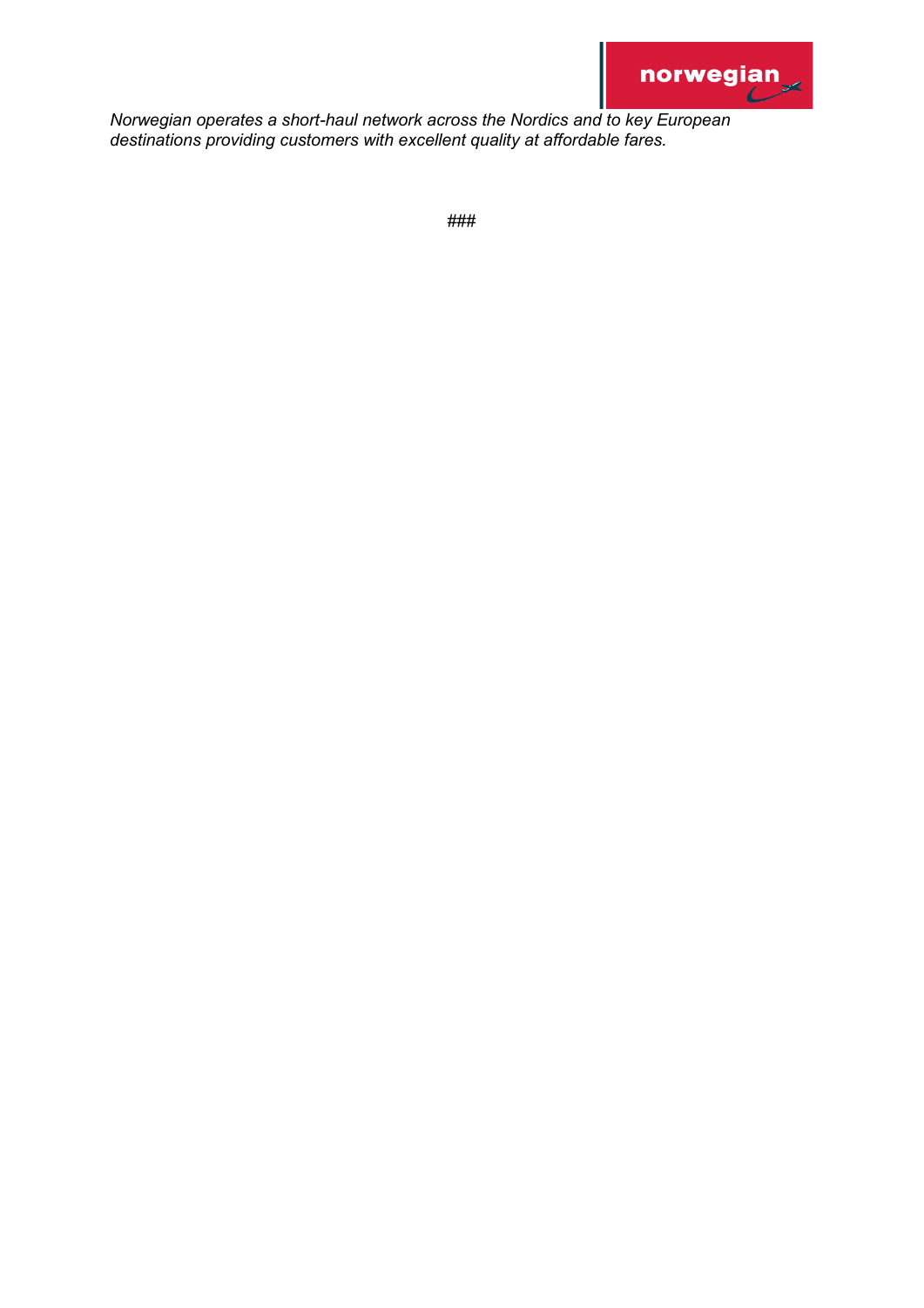*Norwegian operates a short-haul network across the Nordics and to key European destinations providing customers with excellent quality at affordable fares.*

###